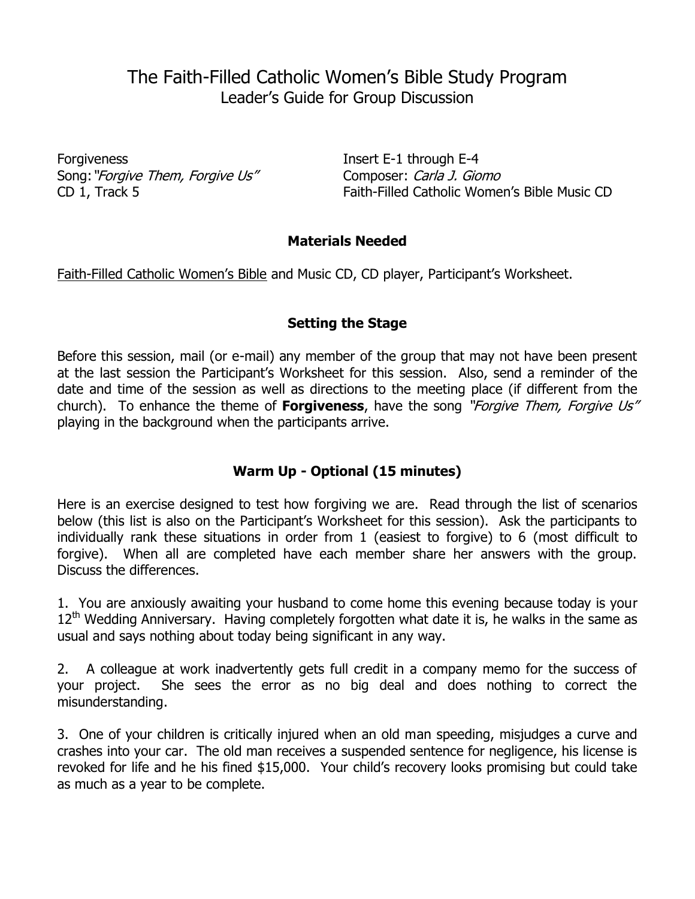# The Faith-Filled Catholic Women's Bible Study Program

## Leader's Guide for Group Discussion

Forgiveness
Song: *"Forgive Them, Forgive Us"*
CD 1, Track 5

Insert E-1 through E-4
Composer: *Carla J. Giomo*
Faith-Filled Catholic Women's Bible Music CD

### Materials Needed

Faith-Filled Catholic Women's Bible and Music CD, CD player, Participant's Worksheet.

### Setting the Stage

Before this session, mail (or e-mail) any member of the group that may not have been present at the last session the Participant's Worksheet for this session. Also, send a reminder of the date and time of the session as well as directions to the meeting place (if different from the church). To enhance the theme of **Forgiveness**, have the song *"Forgive Them, Forgive Us"* playing in the background when the participants arrive.

### Warm Up - Optional (15 minutes)

Here is an exercise designed to test how forgiving we are. Read through the list of scenarios below (this list is also on the Participant's Worksheet for this session). Ask the participants to individually rank these situations in order from 1 (easiest to forgive) to 6 (most difficult to forgive). When all are completed have each member share her answers with the group. Discuss the differences.

1. You are anxiously awaiting your husband to come home this evening because today is your 12th Wedding Anniversary. Having completely forgotten what date it is, he walks in the same as usual and says nothing about today being significant in any way.

2. A colleague at work inadvertently gets full credit in a company memo for the success of your project. She sees the error as no big deal and does nothing to correct the misunderstanding.

3. One of your children is critically injured when an old man speeding, misjudges a curve and crashes into your car. The old man receives a suspended sentence for negligence, his license is revoked for life and he his fined $15,000. Your child's recovery looks promising but could take as much as a year to be complete.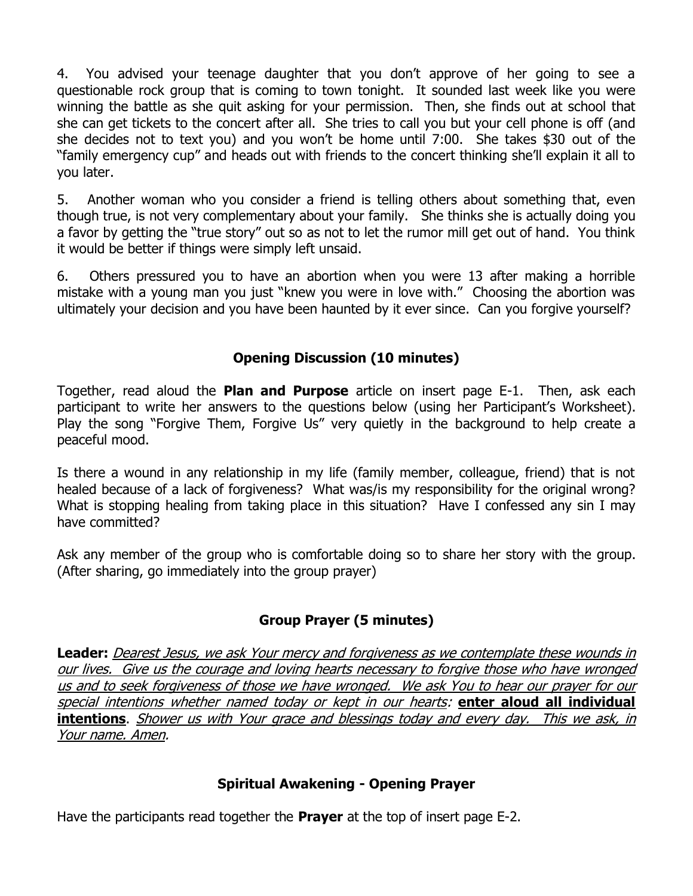4. You advised your teenage daughter that you don't approve of her going to see a questionable rock group that is coming to town tonight. It sounded last week like you were winning the battle as she quit asking for your permission. Then, she finds out at school that she can get tickets to the concert after all. She tries to call you but your cell phone is off (and she decides not to text you) and you won't be home until 7:00. She takes $30 out of the "family emergency cup" and heads out with friends to the concert thinking she'll explain it all to you later.

5. Another woman who you consider a friend is telling others about something that, even though true, is not very complementary about your family. She thinks she is actually doing you a favor by getting the "true story" out so as not to let the rumor mill get out of hand. You think it would be better if things were simply left unsaid.

6. Others pressured you to have an abortion when you were 13 after making a horrible mistake with a young man you just "knew you were in love with." Choosing the abortion was ultimately your decision and you have been haunted by it ever since. Can you forgive yourself?

## Opening Discussion (10 minutes)

Together, read aloud the **Plan and Purpose** article on insert page E-1. Then, ask each participant to write her answers to the questions below (using her Participant's Worksheet). Play the song "Forgive Them, Forgive Us" very quietly in the background to help create a peaceful mood.

Is there a wound in any relationship in my life (family member, colleague, friend) that is not healed because of a lack of forgiveness? What was/is my responsibility for the original wrong? What is stopping healing from taking place in this situation? Have I confessed any sin I may have committed?

Ask any member of the group who is comfortable doing so to share her story with the group. (After sharing, go immediately into the group prayer)

## Group Prayer (5 minutes)

**Leader:** *Dearest Jesus, we ask Your mercy and forgiveness as we contemplate these wounds in our lives. Give us the courage and loving hearts necessary to forgive those who have wronged us and to seek forgiveness of those we have wronged. We ask You to hear our prayer for our special intentions whether named today or kept in our hearts:* **enter aloud all individual intentions**. *Shower us with Your grace and blessings today and every day. This we ask, in Your name. Amen*.

## Spiritual Awakening - Opening Prayer

Have the participants read together the **Prayer** at the top of insert page E-2.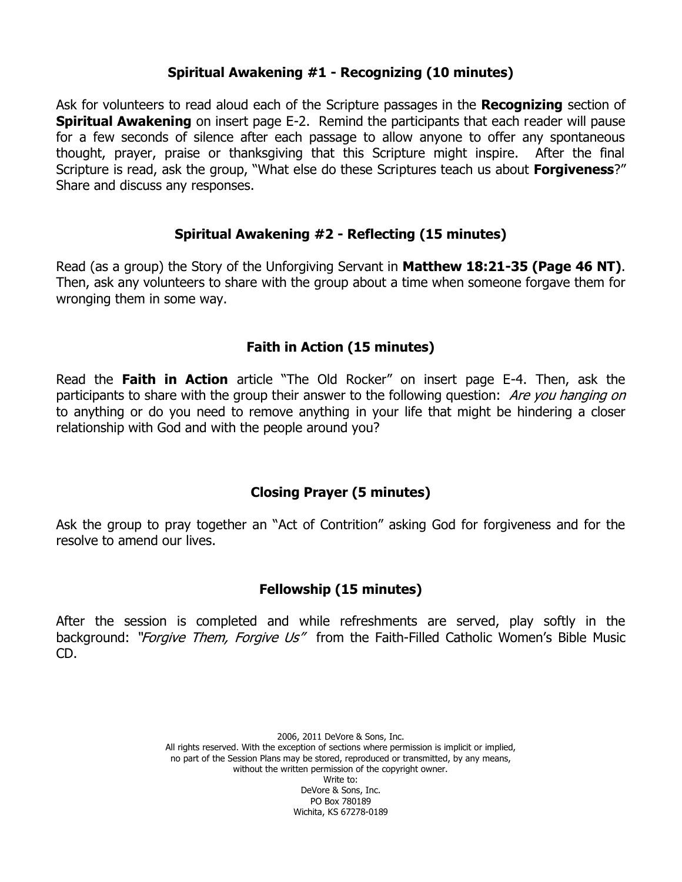### Spiritual Awakening #1 - Recognizing (10 minutes)

Ask for volunteers to read aloud each of the Scripture passages in the **Recognizing** section of **Spiritual Awakening** on insert page E-2. Remind the participants that each reader will pause for a few seconds of silence after each passage to allow anyone to offer any spontaneous thought, prayer, praise or thanksgiving that this Scripture might inspire. After the final Scripture is read, ask the group, "What else do these Scriptures teach us about **Forgiveness**?" Share and discuss any responses.

### Spiritual Awakening #2 - Reflecting (15 minutes)

Read (as a group) the Story of the Unforgiving Servant in **Matthew 18:21-35 (Page 46 NT)**. Then, ask any volunteers to share with the group about a time when someone forgave them for wronging them in some way.

### Faith in Action (15 minutes)

Read the **Faith in Action** article "The Old Rocker" on insert page E-4. Then, ask the participants to share with the group their answer to the following question: *Are you hanging on* to anything or do you need to remove anything in your life that might be hindering a closer relationship with God and with the people around you?

### Closing Prayer (5 minutes)

Ask the group to pray together an "Act of Contrition" asking God for forgiveness and for the resolve to amend our lives.

### Fellowship (15 minutes)

After the session is completed and while refreshments are served, play softly in the background: *"Forgive Them, Forgive Us"* from the Faith-Filled Catholic Women's Bible Music CD.

2006, 2011 DeVore & Sons, Inc.
All rights reserved. With the exception of sections where permission is implicit or implied, no part of the Session Plans may be stored, reproduced or transmitted, by any means, without the written permission of the copyright owner.
Write to:
DeVore & Sons, Inc.
PO Box 780189
Wichita, KS 67278-0189